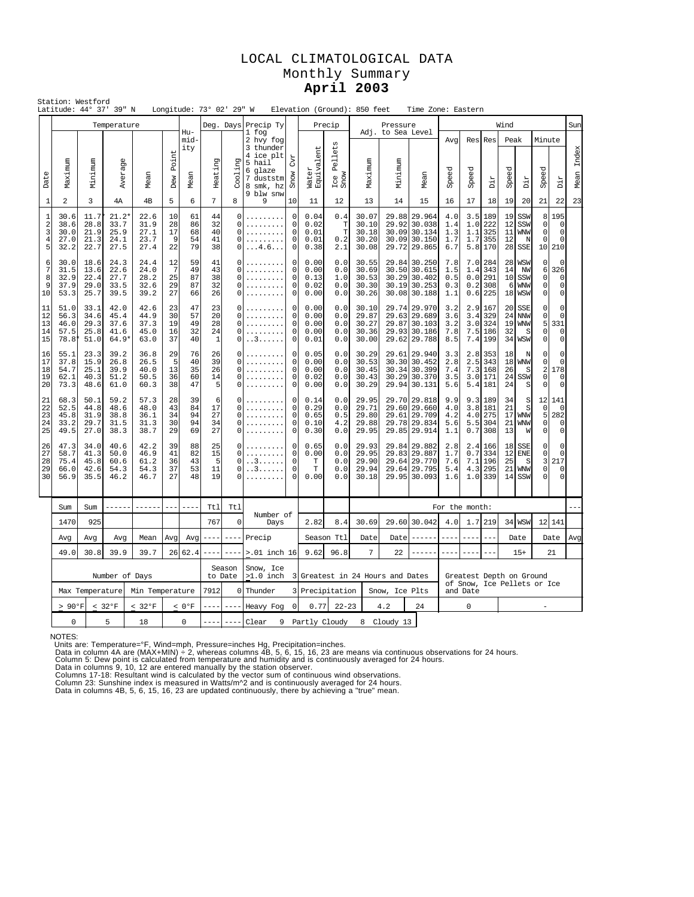# LOCAL CLIMATOLOGICAL DATA
## Monthly Summary
## **April 2003**

Station: Westford
Latitude: 44° 37' 39" N   Longitude: 73° 02' 29" W   Elevation (Ground): 850 feet   Time Zone: Eastern

| Date | Temperature Maximum | Temperature Minimum | Temperature Average | Temperature Mean | Dew Point | Humidity Mean | Deg. Days Heating | Deg. Days Cooling | Precip Ty | Snow Cvr | Precip Water Equivalent | Precip Ice Pellets Snow | Pressure Maximum | Pressure Minimum | Pressure Mean | Wind Avg Speed | Wind Res Speed | Wind Res Dir | Wind Peak Speed | Wind Peak Dir | Wind Minute Speed | Wind Minute Dir | Sun Mean Index |
|---|---|---|---|---|---|---|---|---|---|---|---|---|---|---|---|---|---|---|---|---|---|---|---|
| 1 | 2 | 3 | 4A | 4B | 5 | 6 | 7 | 8 | 9 | 10 | 11 | 12 | 13 | 14 | 15 | 16 | 17 | 18 | 19 | 20 | 21 | 22 | 23 |
| 1 | 30.6 | 11.7* | 21.2* | 22.6 | 10 | 61 | 44 | 0 | ......... | 0 | 0.04 | 0.4 | 30.07 | 29.88 | 29.964 | 4.0 | 3.5 | 189 | 19 | SSW | 8 | 195 | |
| 2 | 38.6 | 28.8 | 33.7 | 31.9 | 28 | 86 | 32 | 0 | ......... | 0 | 0.02 | T | 30.10 | 29.92 | 30.038 | 1.4 | 1.0 | 222 | 12 | SSW | 0 | 0 | |
| 3 | 30.0 | 21.9 | 25.9 | 27.1 | 17 | 68 | 40 | 0 | ......... | 0 | 0.01 | T | 30.18 | 30.09 | 30.134 | 1.3 | 1.1 | 325 | 11 | WNW | 0 | 0 | |
| 4 | 27.0 | 21.3 | 24.1 | 23.7 | 9 | 54 | 41 | 0 | ......... | 0 | 0.01 | 0.2 | 30.20 | 30.09 | 30.150 | 1.7 | 1.7 | 355 | 12 | N | 0 | 0 | |
| 5 | 32.2 | 22.7 | 27.5 | 27.4 | 22 | 79 | 38 | 0 | ...4.6.... | 0 | 0.38 | 2.1 | 30.08 | 29.72 | 29.865 | 6.7 | 5.8 | 170 | 28 | SSE | 10 | 210 | |
| 6 | 30.0 | 18.6 | 24.3 | 24.4 | 12 | 59 | 41 | 0 | ......... | 0 | 0.00 | 0.0 | 30.55 | 29.84 | 30.250 | 7.8 | 7.0 | 284 | 28 | WSW | 0 | 0 | |
| 7 | 31.5 | 13.6 | 22.6 | 24.0 | 7 | 49 | 43 | 0 | ......... | 0 | 0.00 | 0.0 | 30.69 | 30.50 | 30.615 | 1.5 | 1.4 | 343 | 14 | NW | 6 | 326 | |
| 8 | 32.9 | 22.4 | 27.7 | 28.2 | 25 | 87 | 38 | 0 | ......... | 0 | 0.13 | 1.0 | 30.53 | 30.29 | 30.402 | 0.5 | 0.0 | 291 | 10 | SSW | 0 | 0 | |
| 9 | 37.9 | 29.0 | 33.5 | 32.6 | 29 | 87 | 32 | 0 | ......... | 0 | 0.02 | 0.0 | 30.30 | 30.19 | 30.253 | 0.3 | 0.2 | 308 | 6 | WNW | 0 | 0 | |
| 10 | 53.3 | 25.7 | 39.5 | 39.2 | 27 | 66 | 26 | 0 | ......... | 0 | 0.00 | 0.0 | 30.26 | 30.08 | 30.188 | 1.1 | 0.6 | 225 | 18 | WSW | 0 | 0 | |
| 11 | 51.0 | 33.1 | 42.0 | 42.6 | 23 | 47 | 23 | 0 | ......... | 0 | 0.00 | 0.0 | 30.10 | 29.74 | 29.970 | 3.2 | 2.9 | 167 | 20 | SSE | 0 | 0 | |
| 12 | 56.3 | 34.6 | 45.4 | 44.9 | 30 | 57 | 20 | 0 | ......... | 0 | 0.00 | 0.0 | 29.87 | 29.63 | 29.689 | 3.6 | 3.4 | 329 | 24 | NNW | 0 | 0 | |
| 13 | 46.0 | 29.3 | 37.6 | 37.3 | 19 | 49 | 28 | 0 | ......... | 0 | 0.00 | 0.0 | 30.27 | 29.87 | 30.103 | 3.2 | 3.0 | 324 | 19 | WNW | 5 | 331 | |
| 14 | 57.5 | 25.8 | 41.6 | 45.0 | 16 | 32 | 24 | 0 | ......... | 0 | 0.00 | 0.0 | 30.36 | 29.93 | 30.186 | 7.8 | 7.5 | 186 | 32 | S | 0 | 0 | |
| 15 | 78.8* | 51.0 | 64.9* | 63.0 | 37 | 40 | 1 | 0 | ..3...... | 0 | 0.01 | 0.0 | 30.00 | 29.62 | 29.788 | 8.5 | 7.4 | 199 | 34 | WSW | 0 | 0 | |
| 16 | 55.1 | 23.3 | 39.2 | 36.8 | 29 | 76 | 26 | 0 | ......... | 0 | 0.05 | 0.0 | 30.29 | 29.61 | 29.940 | 3.3 | 2.8 | 353 | 18 | N | 0 | 0 | |
| 17 | 37.8 | 15.9 | 26.8 | 26.5 | 5 | 40 | 39 | 0 | ......... | 0 | 0.00 | 0.0 | 30.53 | 30.30 | 30.452 | 2.8 | 2.5 | 343 | 18 | WNW | 0 | 0 | |
| 18 | 54.7 | 25.1 | 39.9 | 40.0 | 13 | 35 | 26 | 0 | ......... | 0 | 0.00 | 0.0 | 30.45 | 30.34 | 30.399 | 7.4 | 7.3 | 168 | 26 | S | 2 | 178 | |
| 19 | 62.1 | 40.3 | 51.2 | 50.5 | 36 | 60 | 14 | 0 | ......... | 0 | 0.02 | 0.0 | 30.43 | 30.29 | 30.370 | 3.5 | 3.0 | 171 | 24 | SSW | 0 | 0 | |
| 20 | 73.3 | 48.6 | 61.0 | 60.3 | 38 | 47 | 5 | 0 | ......... | 0 | 0.00 | 0.0 | 30.29 | 29.94 | 30.131 | 5.6 | 5.4 | 181 | 24 | S | 0 | 0 | |
| 21 | 68.3 | 50.1 | 59.2 | 57.3 | 28 | 39 | 6 | 0 | ......... | 0 | 0.14 | 0.0 | 29.95 | 29.70 | 29.818 | 9.9 | 9.3 | 189 | 34 | S | 12 | 141 | |
| 22 | 52.5 | 44.8 | 48.6 | 48.0 | 43 | 84 | 17 | 0 | ......... | 0 | 0.29 | 0.0 | 29.71 | 29.60 | 29.660 | 4.0 | 3.8 | 181 | 21 | S | 0 | 0 | |
| 23 | 45.8 | 31.9 | 38.8 | 36.1 | 34 | 94 | 27 | 0 | ......... | 0 | 0.65 | 0.5 | 29.80 | 29.61 | 29.709 | 4.2 | 4.0 | 275 | 17 | WNW | 5 | 282 | |
| 24 | 33.2 | 29.7 | 31.5 | 31.3 | 30 | 94 | 34 | 0 | ......... | 0 | 0.10 | 4.2 | 29.88 | 29.78 | 29.834 | 5.6 | 5.5 | 304 | 21 | WNW | 0 | 0 | |
| 25 | 49.5 | 27.0 | 38.3 | 38.7 | 29 | 69 | 27 | 0 | ......... | 0 | 0.30 | 0.0 | 29.95 | 29.85 | 29.914 | 1.1 | 0.7 | 308 | 13 | W | 0 | 0 | |
| 26 | 47.3 | 34.0 | 40.6 | 42.2 | 39 | 88 | 25 | 0 | ......... | 0 | 0.65 | 0.0 | 29.93 | 29.84 | 29.882 | 2.8 | 2.4 | 166 | 18 | SSE | 0 | 0 | |
| 27 | 58.7 | 41.3 | 50.0 | 46.9 | 41 | 82 | 15 | 0 | ......... | 0 | 0.00 | 0.0 | 29.95 | 29.83 | 29.887 | 1.7 | 0.7 | 334 | 12 | ENE | 0 | 0 | |
| 28 | 75.4 | 45.8 | 60.6 | 61.2 | 36 | 43 | 5 | 0 | ..3...... | 0 | T | 0.0 | 29.90 | 29.64 | 29.770 | 7.6 | 7.1 | 196 | 25 | S | 3 | 217 | |
| 29 | 66.0 | 42.6 | 54.3 | 54.3 | 37 | 53 | 11 | 0 | ..3...... | 0 | T | 0.0 | 29.94 | 29.64 | 29.795 | 5.4 | 4.3 | 295 | 21 | WNW | 0 | 0 | |
| 30 | 56.9 | 35.5 | 46.2 | 46.7 | 27 | 48 | 19 | 0 | ......... | 0 | 0.00 | 0.0 | 30.18 | 29.95 | 30.093 | 1.6 | 1.0 | 339 | 14 | SSW | 0 | 0 | |

| Sum | Sum | ------ | ------ | --- | ---- | Ttl | Ttl | Number of Days | | | | For the month: | | | | | | | | | | ---|
|---|---|---|---|---|---|---|---|---|---|---|---|---|---|---|---|---|---|---|---|---|---|---|
| 1470 | 925 | | | | | 767 | 0 | | | 2.82 | 8.4 | 30.69 | 29.60 | 30.042 | 4.0 | 1.7 | 219 | 34 | WSW | 12 | 141 | |
| Avg | Avg | Avg | Mean | Avg | Avg | ---- | ---- | Precip | | Season Ttl | | Date | Date | ------ | ---- | ---- | --- | Date | | Date | | Avg |
| 49.0 | 30.8 | 39.9 | 39.7 | 26 | 62.4 | ---- | ---- | >.01 inch | 16 | 9.62 | 96.8 | 7 | 22 | ------ | ---- | ---- | --- | 15+ | | 21 | | |

| Number of Days | | | | Season to Date | | Snow, Ice >1.0 inch | 3 | Greatest in 24 Hours and Dates | | | | Greatest Depth on Ground of Snow, Ice Pellets or Ice and Date | |
|---|---|---|---|---|---|---|---|---|---|---|---|---|---|
| Max Temperature | | Min Temperature | | 7912 | 0 | Thunder | 3 | Precipitation | | Snow, Ice Plts | | | |
| > 90°F | < 32°F | < 32°F | < 0°F | ---- | ---- | Heavy Fog | 0 | 0.77 | 22-23 | 4.2 | 24 | 0 | - |
| 0 | 5 | 18 | 0 | ---- | ---- | Clear | 9 | Partly Cloudy | 8 | Cloudy | 13 | | |

Precip Type codes: 1 fog, 2 hvy fog, 3 thunder, 4 ice plt, 5 hail, 6 glaze, 7 duststm, 8 smk, hz, 9 blw snw

NOTES:
Units are: Temperature=°F, Wind=mph, Pressure=inches Hg, Precipitation=inches.
Data in column 4A are (MAX+MIN) ÷ 2, whereas columns 4B, 5, 6, 15, 16, 23 are means via continuous observations for 24 hours.
Column 5: Dew point is calculated from temperature and humidity and is continuously averaged for 24 hours.
Data in columns 9, 10, 12 are entered manually by the station observer.
Columns 17-18: Resultant wind is calculated by the vector sum of continuous wind observations.
Column 23: Sunshine index is measured in Watts/m^2 and is continuously averaged for 24 hours.
Data in columns 4B, 5, 6, 15, 16, 23 are updated continuously, there by achieving a "true" mean.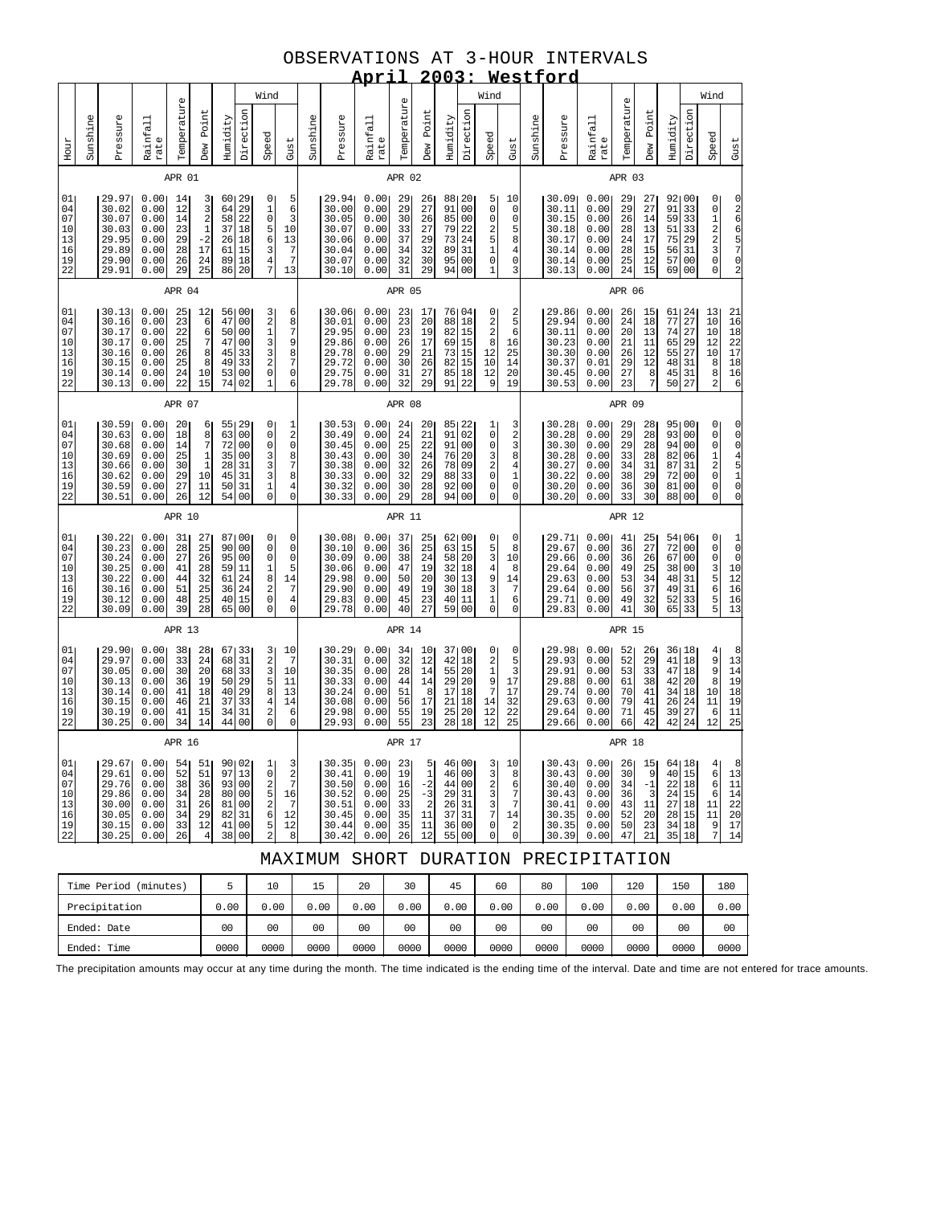# OBSERVATIONS AT 3-HOUR INTERVALS

## April 2003: Westford

### APR 01 / APR 02 / APR 03

| Hour | Sunshine | Pressure | Rainfall rate | Temperature | Dew Point | Humidity | Wind Direction | Wind Speed | Wind Gust | Sunshine | Pressure | Rainfall rate | Temperature | Dew Point | Humidity | Wind Direction | Wind Speed | Wind Gust | Sunshine | Pressure | Rainfall rate | Temperature | Dew Point | Humidity | Wind Direction | Wind Speed | Wind Gust |
|---|---|---|---|---|---|---|---|---|---|---|---|---|---|---|---|---|---|---|---|---|---|---|---|---|---|---|---|
| 01 | | 29.97 | 0.00 | 14 | 3 | 60 | 29 | 0 | 5 | | 29.94 | 0.00 | 29 | 26 | 88 | 20 | 5 | 10 | | 30.09 | 0.00 | 29 | 27 | 92 | 00 | 0 | 0 |
| 04 | | 30.02 | 0.00 | 12 | 3 | 64 | 29 | 1 | 6 | | 30.00 | 0.00 | 29 | 27 | 91 | 00 | 0 | 0 | | 30.11 | 0.00 | 29 | 27 | 91 | 33 | 0 | 2 |
| 07 | | 30.07 | 0.00 | 14 | 2 | 58 | 22 | 0 | 3 | | 30.05 | 0.00 | 30 | 26 | 85 | 00 | 0 | 0 | | 30.15 | 0.00 | 26 | 14 | 59 | 33 | 1 | 6 |
| 10 | | 30.03 | 0.00 | 23 | 1 | 37 | 18 | 5 | 10 | | 30.07 | 0.00 | 33 | 27 | 79 | 22 | 2 | 5 | | 30.18 | 0.00 | 28 | 13 | 51 | 33 | 2 | 6 |
| 13 | | 29.95 | 0.00 | 29 | -2 | 26 | 18 | 6 | 13 | | 30.06 | 0.00 | 37 | 29 | 73 | 24 | 5 | 8 | | 30.17 | 0.00 | 24 | 17 | 75 | 29 | 2 | 5 |
| 16 | | 29.89 | 0.00 | 28 | 17 | 61 | 15 | 3 | 7 | | 30.04 | 0.00 | 34 | 32 | 89 | 31 | 1 | 4 | | 30.14 | 0.00 | 28 | 15 | 56 | 31 | 3 | 7 |
| 19 | | 29.90 | 0.00 | 26 | 24 | 89 | 18 | 4 | 7 | | 30.07 | 0.00 | 32 | 30 | 95 | 00 | 0 | 0 | | 30.14 | 0.00 | 25 | 12 | 57 | 00 | 0 | 0 |
| 22 | | 29.91 | 0.00 | 29 | 25 | 86 | 20 | 7 | 13 | | 30.10 | 0.00 | 31 | 29 | 94 | 00 | 1 | 3 | | 30.13 | 0.00 | 24 | 15 | 69 | 00 | 0 | 2 |

### APR 04 / APR 05 / APR 06

| Hour | Sunshine | Pressure | Rainfall rate | Temperature | Dew Point | Humidity | Wind Direction | Wind Speed | Wind Gust | Sunshine | Pressure | Rainfall rate | Temperature | Dew Point | Humidity | Wind Direction | Wind Speed | Wind Gust | Sunshine | Pressure | Rainfall rate | Temperature | Dew Point | Humidity | Wind Direction | Wind Speed | Wind Gust |
|---|---|---|---|---|---|---|---|---|---|---|---|---|---|---|---|---|---|---|---|---|---|---|---|---|---|---|---|
| 01 | | 30.13 | 0.00 | 25 | 12 | 56 | 00 | 3 | 6 | | 30.06 | 0.00 | 23 | 17 | 76 | 04 | 0 | 2 | | 29.86 | 0.00 | 26 | 15 | 61 | 24 | 13 | 21 |
| 04 | | 30.16 | 0.00 | 23 | 6 | 47 | 00 | 2 | 8 | | 30.01 | 0.00 | 23 | 20 | 88 | 18 | 2 | 5 | | 29.94 | 0.00 | 24 | 18 | 77 | 27 | 10 | 16 |
| 07 | | 30.17 | 0.00 | 22 | 6 | 50 | 00 | 1 | 7 | | 29.95 | 0.00 | 23 | 19 | 82 | 15 | 2 | 6 | | 30.11 | 0.00 | 20 | 13 | 74 | 27 | 10 | 18 |
| 10 | | 30.17 | 0.00 | 25 | 7 | 47 | 00 | 3 | 9 | | 29.86 | 0.00 | 26 | 17 | 69 | 15 | 8 | 16 | | 30.23 | 0.00 | 21 | 11 | 65 | 29 | 12 | 22 |
| 13 | | 30.16 | 0.00 | 26 | 8 | 45 | 33 | 3 | 8 | | 29.78 | 0.00 | 29 | 21 | 73 | 15 | 12 | 25 | | 30.30 | 0.00 | 26 | 12 | 55 | 27 | 10 | 17 |
| 16 | | 30.15 | 0.00 | 25 | 8 | 49 | 33 | 2 | 7 | | 29.72 | 0.00 | 30 | 26 | 82 | 15 | 10 | 14 | | 30.37 | 0.01 | 29 | 12 | 48 | 31 | 8 | 18 |
| 19 | | 30.14 | 0.00 | 24 | 10 | 53 | 00 | 0 | 0 | | 29.75 | 0.00 | 31 | 27 | 85 | 18 | 12 | 20 | | 30.45 | 0.00 | 27 | 8 | 45 | 31 | 8 | 16 |
| 22 | | 30.13 | 0.00 | 22 | 15 | 74 | 02 | 1 | 6 | | 29.78 | 0.00 | 32 | 29 | 91 | 22 | 9 | 19 | | 30.53 | 0.00 | 23 | 7 | 50 | 27 | 2 | 6 |

### APR 07 / APR 08 / APR 09

| Hour | Sunshine | Pressure | Rainfall rate | Temperature | Dew Point | Humidity | Wind Direction | Wind Speed | Wind Gust | Sunshine | Pressure | Rainfall rate | Temperature | Dew Point | Humidity | Wind Direction | Wind Speed | Wind Gust | Sunshine | Pressure | Rainfall rate | Temperature | Dew Point | Humidity | Wind Direction | Wind Speed | Wind Gust |
|---|---|---|---|---|---|---|---|---|---|---|---|---|---|---|---|---|---|---|---|---|---|---|---|---|---|---|---|
| 01 | | 30.59 | 0.00 | 20 | 6 | 55 | 29 | 0 | 1 | | 30.53 | 0.00 | 24 | 20 | 85 | 22 | 1 | 3 | | 30.28 | 0.00 | 29 | 28 | 95 | 00 | 0 | 0 |
| 04 | | 30.63 | 0.00 | 18 | 8 | 63 | 00 | 0 | 2 | | 30.49 | 0.00 | 24 | 21 | 91 | 02 | 0 | 2 | | 30.28 | 0.00 | 29 | 28 | 93 | 00 | 0 | 0 |
| 07 | | 30.68 | 0.00 | 14 | 7 | 72 | 00 | 0 | 0 | | 30.45 | 0.00 | 25 | 22 | 91 | 00 | 0 | 3 | | 30.30 | 0.00 | 29 | 28 | 94 | 00 | 0 | 0 |
| 10 | | 30.69 | 0.00 | 25 | 1 | 35 | 00 | 3 | 8 | | 30.43 | 0.00 | 30 | 24 | 76 | 20 | 3 | 8 | | 30.28 | 0.00 | 33 | 28 | 82 | 06 | 1 | 4 |
| 13 | | 30.66 | 0.00 | 30 | 1 | 28 | 31 | 3 | 7 | | 30.38 | 0.00 | 32 | 26 | 78 | 09 | 2 | 4 | | 30.27 | 0.00 | 34 | 31 | 87 | 31 | 2 | 5 |
| 16 | | 30.62 | 0.00 | 29 | 10 | 45 | 31 | 3 | 8 | | 30.33 | 0.00 | 32 | 29 | 88 | 33 | 0 | 1 | | 30.22 | 0.00 | 38 | 29 | 72 | 00 | 0 | 1 |
| 19 | | 30.59 | 0.00 | 27 | 11 | 50 | 31 | 1 | 4 | | 30.32 | 0.00 | 30 | 28 | 92 | 00 | 0 | 0 | | 30.20 | 0.00 | 36 | 30 | 81 | 00 | 0 | 0 |
| 22 | | 30.51 | 0.00 | 26 | 12 | 54 | 00 | 0 | 0 | | 30.33 | 0.00 | 29 | 28 | 94 | 00 | 0 | 0 | | 30.20 | 0.00 | 33 | 30 | 88 | 00 | 0 | 0 |

### APR 10 / APR 11 / APR 12

| Hour | Sunshine | Pressure | Rainfall rate | Temperature | Dew Point | Humidity | Wind Direction | Wind Speed | Wind Gust | Sunshine | Pressure | Rainfall rate | Temperature | Dew Point | Humidity | Wind Direction | Wind Speed | Wind Gust | Sunshine | Pressure | Rainfall rate | Temperature | Dew Point | Humidity | Wind Direction | Wind Speed | Wind Gust |
|---|---|---|---|---|---|---|---|---|---|---|---|---|---|---|---|---|---|---|---|---|---|---|---|---|---|---|---|
| 01 | | 30.22 | 0.00 | 31 | 27 | 87 | 00 | 0 | 0 | | 30.08 | 0.00 | 37 | 25 | 62 | 00 | 0 | 0 | | 29.71 | 0.00 | 41 | 25 | 54 | 06 | 0 | 1 |
| 04 | | 30.23 | 0.00 | 28 | 25 | 90 | 00 | 0 | 0 | | 30.10 | 0.00 | 36 | 25 | 63 | 15 | 5 | 8 | | 29.67 | 0.00 | 36 | 27 | 72 | 00 | 0 | 0 |
| 07 | | 30.24 | 0.00 | 27 | 26 | 95 | 00 | 0 | 0 | | 30.09 | 0.00 | 38 | 24 | 58 | 20 | 3 | 10 | | 29.66 | 0.00 | 36 | 26 | 67 | 00 | 0 | 0 |
| 10 | | 30.25 | 0.00 | 41 | 28 | 59 | 11 | 1 | 5 | | 30.06 | 0.00 | 47 | 19 | 32 | 18 | 8 | 8 | | 29.64 | 0.00 | 49 | 25 | 38 | 00 | 3 | 10 |
| 13 | | 30.22 | 0.00 | 44 | 32 | 61 | 24 | 8 | 14 | | 29.98 | 0.00 | 50 | 20 | 30 | 13 | 9 | 14 | | 29.63 | 0.00 | 53 | 34 | 48 | 31 | 5 | 12 |
| 16 | | 30.16 | 0.00 | 51 | 25 | 36 | 24 | 2 | 7 | | 29.90 | 0.00 | 49 | 19 | 30 | 18 | 3 | 7 | | 29.64 | 0.00 | 56 | 37 | 49 | 31 | 6 | 16 |
| 19 | | 30.12 | 0.00 | 48 | 25 | 40 | 15 | 0 | 4 | | 29.83 | 0.00 | 45 | 23 | 40 | 11 | 1 | 6 | | 29.71 | 0.00 | 49 | 32 | 52 | 33 | 5 | 16 |
| 22 | | 30.09 | 0.00 | 39 | 28 | 65 | 00 | 0 | 0 | | 29.78 | 0.00 | 40 | 27 | 59 | 00 | 0 | 0 | | 29.83 | 0.00 | 41 | 30 | 65 | 33 | 5 | 13 |

### APR 13 / APR 14 / APR 15

| Hour | Sunshine | Pressure | Rainfall rate | Temperature | Dew Point | Humidity | Wind Direction | Wind Speed | Wind Gust | Sunshine | Pressure | Rainfall rate | Temperature | Dew Point | Humidity | Wind Direction | Wind Speed | Wind Gust | Sunshine | Pressure | Rainfall rate | Temperature | Dew Point | Humidity | Wind Direction | Wind Speed | Wind Gust |
|---|---|---|---|---|---|---|---|---|---|---|---|---|---|---|---|---|---|---|---|---|---|---|---|---|---|---|---|
| 01 | | 29.90 | 0.00 | 38 | 28 | 67 | 33 | 3 | 10 | | 30.29 | 0.00 | 34 | 10 | 37 | 00 | 0 | 0 | | 29.98 | 0.00 | 52 | 26 | 36 | 18 | 4 | 8 |
| 04 | | 29.97 | 0.00 | 33 | 24 | 68 | 31 | 2 | 7 | | 30.31 | 0.00 | 32 | 12 | 42 | 18 | 2 | 5 | | 29.93 | 0.00 | 52 | 29 | 41 | 18 | 9 | 13 |
| 07 | | 30.05 | 0.00 | 30 | 20 | 68 | 33 | 3 | 10 | | 30.35 | 0.00 | 28 | 14 | 55 | 20 | 1 | 3 | | 29.91 | 0.00 | 53 | 33 | 47 | 18 | 9 | 14 |
| 10 | | 30.13 | 0.00 | 36 | 19 | 50 | 29 | 5 | 11 | | 30.33 | 0.00 | 44 | 14 | 29 | 20 | 9 | 17 | | 29.88 | 0.00 | 61 | 38 | 42 | 20 | 8 | 19 |
| 13 | | 30.14 | 0.00 | 41 | 18 | 40 | 29 | 8 | 13 | | 30.24 | 0.00 | 51 | 8 | 17 | 18 | 7 | 17 | | 29.74 | 0.00 | 70 | 41 | 34 | 18 | 10 | 18 |
| 16 | | 30.15 | 0.00 | 46 | 21 | 37 | 33 | 4 | 14 | | 30.08 | 0.00 | 56 | 17 | 21 | 18 | 14 | 32 | | 29.63 | 0.00 | 79 | 41 | 26 | 24 | 11 | 19 |
| 19 | | 30.19 | 0.00 | 41 | 15 | 34 | 31 | 2 | 6 | | 29.98 | 0.00 | 55 | 19 | 25 | 20 | 12 | 22 | | 29.64 | 0.00 | 71 | 45 | 39 | 27 | 6 | 11 |
| 22 | | 30.25 | 0.00 | 34 | 14 | 44 | 00 | 0 | 0 | | 29.93 | 0.00 | 55 | 23 | 28 | 18 | 12 | 25 | | 29.66 | 0.00 | 66 | 42 | 42 | 24 | 12 | 25 |

### APR 16 / APR 17 / APR 18

| Hour | Sunshine | Pressure | Rainfall rate | Temperature | Dew Point | Humidity | Wind Direction | Wind Speed | Wind Gust | Sunshine | Pressure | Rainfall rate | Temperature | Dew Point | Humidity | Wind Direction | Wind Speed | Wind Gust | Sunshine | Pressure | Rainfall rate | Temperature | Dew Point | Humidity | Wind Direction | Wind Speed | Wind Gust |
|---|---|---|---|---|---|---|---|---|---|---|---|---|---|---|---|---|---|---|---|---|---|---|---|---|---|---|---|
| 01 | | 29.67 | 0.00 | 54 | 51 | 90 | 02 | 1 | 3 | | 30.35 | 0.00 | 23 | 5 | 46 | 00 | 3 | 10 | | 30.43 | 0.00 | 26 | 15 | 64 | 18 | 4 | 8 |
| 04 | | 29.61 | 0.00 | 52 | 51 | 97 | 13 | 0 | 2 | | 30.41 | 0.00 | 19 | 1 | 46 | 00 | 3 | 8 | | 30.43 | 0.00 | 30 | 9 | 40 | 15 | 6 | 13 |
| 07 | | 29.76 | 0.00 | 38 | 36 | 93 | 00 | 2 | 7 | | 30.50 | 0.00 | 16 | -2 | 44 | 00 | 2 | 6 | | 30.40 | 0.00 | 34 | -1 | 22 | 18 | 6 | 11 |
| 10 | | 29.86 | 0.00 | 34 | 28 | 80 | 00 | 5 | 16 | | 30.52 | 0.00 | 25 | -3 | 29 | 31 | 3 | 7 | | 30.43 | 0.00 | 36 | 3 | 24 | 15 | 6 | 14 |
| 13 | | 30.00 | 0.00 | 31 | 26 | 81 | 00 | 2 | 7 | | 30.51 | 0.00 | 33 | 2 | 26 | 31 | 3 | 7 | | 30.41 | 0.00 | 43 | 11 | 27 | 18 | 11 | 22 |
| 16 | | 30.05 | 0.00 | 34 | 29 | 82 | 31 | 6 | 12 | | 30.45 | 0.00 | 35 | 11 | 37 | 31 | 7 | 14 | | 30.35 | 0.00 | 52 | 20 | 28 | 15 | 11 | 20 |
| 19 | | 30.15 | 0.00 | 33 | 12 | 41 | 00 | 5 | 12 | | 30.44 | 0.00 | 35 | 11 | 36 | 00 | 0 | 2 | | 30.35 | 0.00 | 50 | 23 | 34 | 18 | 9 | 17 |
| 22 | | 30.25 | 0.00 | 26 | 4 | 38 | 00 | 2 | 8 | | 30.42 | 0.00 | 26 | 12 | 55 | 00 | 0 | 0 | | 30.39 | 0.00 | 47 | 21 | 35 | 18 | 7 | 14 |

## MAXIMUM SHORT DURATION PRECIPITATION

| Time Period (minutes) | 5 | 10 | 15 | 20 | 30 | 45 | 60 | 80 | 100 | 120 | 150 | 180 |
|---|---|---|---|---|---|---|---|---|---|---|---|---|
| Precipitation | 0.00 | 0.00 | 0.00 | 0.00 | 0.00 | 0.00 | 0.00 | 0.00 | 0.00 | 0.00 | 0.00 | 0.00 |
| Ended: Date | 00 | 00 | 00 | 00 | 00 | 00 | 00 | 00 | 00 | 00 | 00 | 00 |
| Ended: Time | 0000 | 0000 | 0000 | 0000 | 0000 | 0000 | 0000 | 0000 | 0000 | 0000 | 0000 | 0000 |

The precipitation amounts may occur at any time during the month. The time indicated is the ending time of the interval. Date and time are not entered for trace amounts.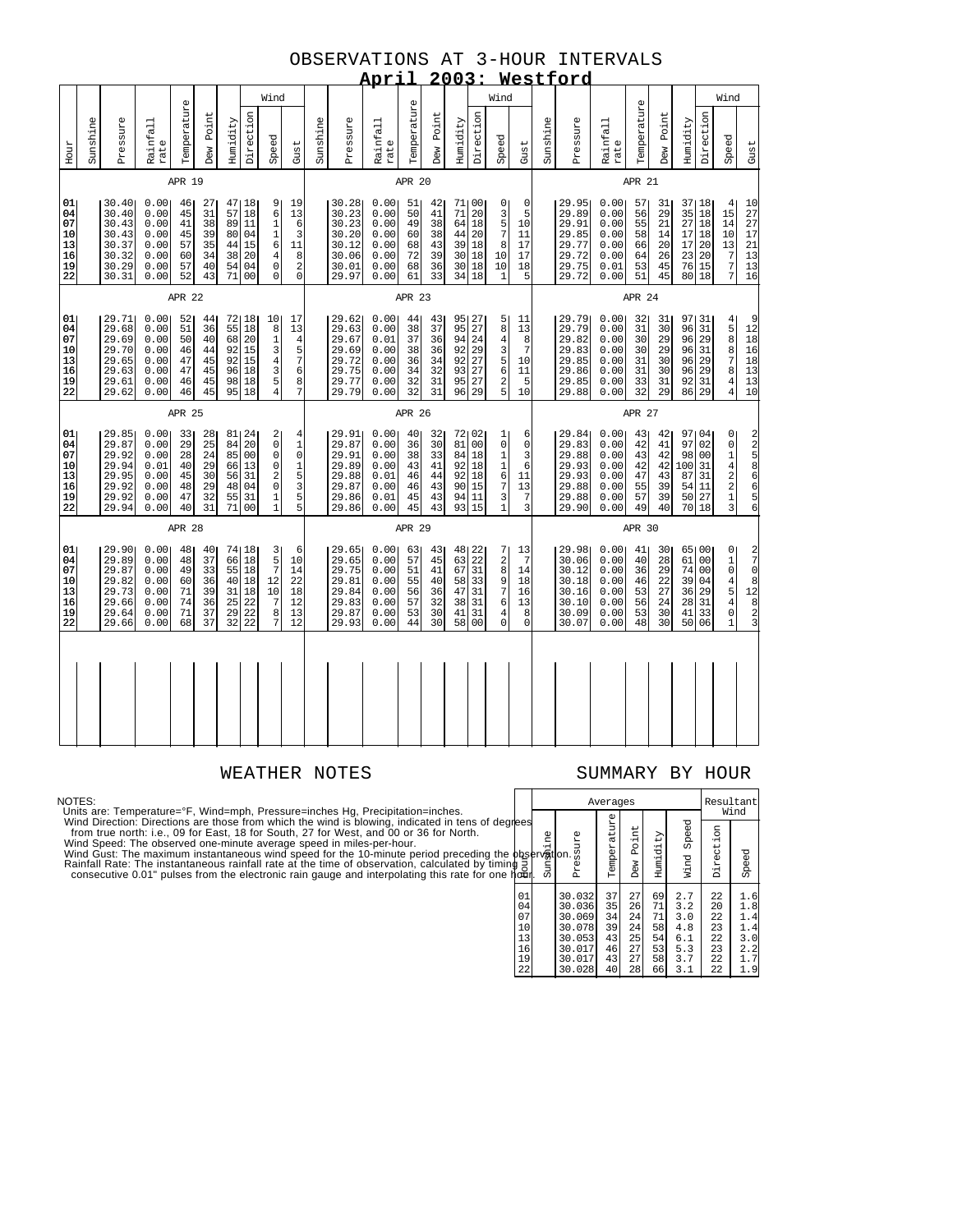# OBSERVATIONS AT 3-HOUR INTERVALS
## April 2003: Westford

### APR 19 / APR 20 / APR 21

| Hour | Sunshine | Pressure | Rainfall rate | Temperature | Dew Point | Humidity | Wind Direction | Wind Speed | Wind Gust | Sunshine | Pressure | Rainfall rate | Temperature | Dew Point | Humidity | Wind Direction | Wind Speed | Wind Gust | Sunshine | Pressure | Rainfall rate | Temperature | Dew Point | Humidity | Wind Direction | Wind Speed | Wind Gust |
|---|---|---|---|---|---|---|---|---|---|---|---|---|---|---|---|---|---|---|---|---|---|---|---|---|---|---|---|
| 01 | | 30.40 | 0.00 | 46 | 27 | 47 | 18 | 9 | 19 | | 30.28 | 0.00 | 51 | 42 | 71 | 00 | 0 | 0 | | 29.95 | 0.00 | 57 | 31 | 37 | 18 | 4 | 10 |
| 04 | | 30.40 | 0.00 | 45 | 31 | 57 | 18 | 6 | 13 | | 30.23 | 0.00 | 50 | 41 | 71 | 20 | 3 | 5 | | 29.89 | 0.00 | 56 | 29 | 35 | 18 | 15 | 27 |
| 07 | | 30.43 | 0.00 | 41 | 38 | 89 | 11 | 1 | 6 | | 30.23 | 0.00 | 49 | 38 | 64 | 18 | 5 | 10 | | 29.91 | 0.00 | 55 | 21 | 27 | 18 | 14 | 27 |
| 10 | | 30.43 | 0.00 | 45 | 39 | 80 | 04 | 1 | 3 | | 30.20 | 0.00 | 60 | 38 | 44 | 20 | 7 | 11 | | 29.85 | 0.00 | 58 | 14 | 17 | 18 | 10 | 17 |
| 13 | | 30.37 | 0.00 | 57 | 35 | 44 | 15 | 6 | 11 | | 30.12 | 0.00 | 68 | 43 | 39 | 18 | 8 | 17 | | 29.77 | 0.00 | 66 | 20 | 17 | 20 | 13 | 21 |
| 16 | | 30.32 | 0.00 | 60 | 34 | 38 | 20 | 4 | 8 | | 30.06 | 0.00 | 72 | 39 | 30 | 18 | 10 | 17 | | 29.72 | 0.00 | 64 | 26 | 23 | 20 | 7 | 13 |
| 19 | | 30.29 | 0.00 | 57 | 40 | 54 | 04 | 0 | 2 | | 30.01 | 0.00 | 68 | 36 | 30 | 18 | 10 | 18 | | 29.75 | 0.01 | 53 | 45 | 76 | 15 | 7 | 13 |
| 22 | | 30.31 | 0.00 | 52 | 43 | 71 | 00 | 0 | 0 | | 29.97 | 0.00 | 61 | 33 | 34 | 18 | 1 | 5 | | 29.72 | 0.00 | 51 | 45 | 80 | 18 | 7 | 16 |

### APR 22 / APR 23 / APR 24

| Hour | Sunshine | Pressure | Rainfall rate | Temperature | Dew Point | Humidity | Wind Direction | Wind Speed | Wind Gust | Sunshine | Pressure | Rainfall rate | Temperature | Dew Point | Humidity | Wind Direction | Wind Speed | Wind Gust | Sunshine | Pressure | Rainfall rate | Temperature | Dew Point | Humidity | Wind Direction | Wind Speed | Wind Gust |
|---|---|---|---|---|---|---|---|---|---|---|---|---|---|---|---|---|---|---|---|---|---|---|---|---|---|---|---|
| 01 | | 29.71 | 0.00 | 52 | 44 | 72 | 18 | 10 | 17 | | 29.62 | 0.00 | 44 | 43 | 95 | 27 | 5 | 11 | | 29.79 | 0.00 | 32 | 31 | 97 | 31 | 4 | 9 |
| 04 | | 29.68 | 0.00 | 51 | 36 | 55 | 18 | 8 | 13 | | 29.63 | 0.00 | 38 | 37 | 95 | 27 | 8 | 13 | | 29.79 | 0.00 | 31 | 30 | 96 | 31 | 5 | 12 |
| 07 | | 29.69 | 0.00 | 50 | 40 | 68 | 20 | 1 | 4 | | 29.67 | 0.01 | 37 | 36 | 94 | 24 | 4 | 8 | | 29.82 | 0.00 | 30 | 29 | 96 | 29 | 8 | 18 |
| 10 | | 29.70 | 0.00 | 46 | 44 | 92 | 15 | 3 | 5 | | 29.69 | 0.00 | 38 | 36 | 92 | 29 | 3 | 7 | | 29.83 | 0.00 | 30 | 29 | 96 | 31 | 8 | 16 |
| 13 | | 29.65 | 0.00 | 47 | 45 | 92 | 15 | 4 | 7 | | 29.72 | 0.00 | 36 | 34 | 92 | 27 | 5 | 10 | | 29.85 | 0.00 | 31 | 30 | 96 | 29 | 7 | 18 |
| 16 | | 29.63 | 0.00 | 47 | 45 | 96 | 18 | 3 | 6 | | 29.75 | 0.00 | 34 | 32 | 93 | 27 | 6 | 11 | | 29.86 | 0.00 | 31 | 30 | 96 | 29 | 8 | 13 |
| 19 | | 29.61 | 0.00 | 46 | 45 | 98 | 18 | 5 | 8 | | 29.77 | 0.00 | 32 | 31 | 95 | 27 | 2 | 5 | | 29.85 | 0.00 | 33 | 31 | 92 | 31 | 4 | 13 |
| 22 | | 29.62 | 0.00 | 46 | 45 | 95 | 18 | 4 | 7 | | 29.79 | 0.00 | 32 | 31 | 96 | 29 | 5 | 10 | | 29.88 | 0.00 | 32 | 29 | 86 | 29 | 4 | 10 |

### APR 25 / APR 26 / APR 27

| Hour | Sunshine | Pressure | Rainfall rate | Temperature | Dew Point | Humidity | Wind Direction | Wind Speed | Wind Gust | Sunshine | Pressure | Rainfall rate | Temperature | Dew Point | Humidity | Wind Direction | Wind Speed | Wind Gust | Sunshine | Pressure | Rainfall rate | Temperature | Dew Point | Humidity | Wind Direction | Wind Speed | Wind Gust |
|---|---|---|---|---|---|---|---|---|---|---|---|---|---|---|---|---|---|---|---|---|---|---|---|---|---|---|---|
| 01 | | 29.85 | 0.00 | 33 | 28 | 81 | 24 | 2 | 4 | | 29.91 | 0.00 | 40 | 32 | 72 | 02 | 1 | 6 | | 29.84 | 0.00 | 43 | 42 | 97 | 04 | 0 | 2 |
| 04 | | 29.87 | 0.00 | 29 | 25 | 84 | 20 | 0 | 1 | | 29.87 | 0.00 | 36 | 30 | 81 | 00 | 0 | 0 | | 29.83 | 0.00 | 42 | 41 | 97 | 02 | 0 | 2 |
| 07 | | 29.92 | 0.00 | 28 | 24 | 85 | 00 | 0 | 0 | | 29.91 | 0.00 | 38 | 33 | 84 | 18 | 1 | 3 | | 29.88 | 0.00 | 43 | 42 | 98 | 00 | 1 | 5 |
| 10 | | 29.94 | 0.01 | 40 | 29 | 66 | 13 | 0 | 1 | | 29.89 | 0.00 | 43 | 41 | 92 | 18 | 1 | 6 | | 29.93 | 0.00 | 42 | 42 | 100 | 31 | 4 | 8 |
| 13 | | 29.95 | 0.00 | 45 | 30 | 56 | 31 | 2 | 5 | | 29.88 | 0.01 | 46 | 44 | 92 | 18 | 6 | 11 | | 29.93 | 0.00 | 47 | 43 | 87 | 31 | 2 | 6 |
| 16 | | 29.92 | 0.00 | 48 | 29 | 48 | 04 | 0 | 3 | | 29.87 | 0.00 | 46 | 43 | 90 | 15 | 7 | 13 | | 29.88 | 0.00 | 55 | 39 | 54 | 11 | 2 | 6 |
| 19 | | 29.92 | 0.00 | 47 | 32 | 55 | 31 | 1 | 5 | | 29.86 | 0.01 | 45 | 43 | 94 | 11 | 3 | 7 | | 29.88 | 0.00 | 57 | 39 | 50 | 27 | 1 | 5 |
| 22 | | 29.94 | 0.00 | 40 | 31 | 71 | 00 | 1 | 5 | | 29.86 | 0.00 | 45 | 43 | 93 | 15 | 1 | 3 | | 29.90 | 0.00 | 49 | 40 | 70 | 18 | 3 | 6 |

### APR 28 / APR 29 / APR 30

| Hour | Sunshine | Pressure | Rainfall rate | Temperature | Dew Point | Humidity | Wind Direction | Wind Speed | Wind Gust | Sunshine | Pressure | Rainfall rate | Temperature | Dew Point | Humidity | Wind Direction | Wind Speed | Wind Gust | Sunshine | Pressure | Rainfall rate | Temperature | Dew Point | Humidity | Wind Direction | Wind Speed | Wind Gust |
|---|---|---|---|---|---|---|---|---|---|---|---|---|---|---|---|---|---|---|---|---|---|---|---|---|---|---|---|
| 01 | | 29.90 | 0.00 | 48 | 40 | 74 | 18 | 3 | 6 | | 29.65 | 0.00 | 63 | 43 | 48 | 22 | 7 | 13 | | 29.98 | 0.00 | 41 | 30 | 65 | 00 | 0 | 2 |
| 04 | | 29.89 | 0.00 | 48 | 37 | 66 | 18 | 5 | 10 | | 29.65 | 0.00 | 57 | 45 | 63 | 22 | 2 | 7 | | 30.06 | 0.00 | 40 | 28 | 61 | 00 | 1 | 7 |
| 07 | | 29.87 | 0.00 | 49 | 33 | 55 | 18 | 7 | 14 | | 29.75 | 0.00 | 51 | 41 | 67 | 31 | 8 | 14 | | 30.12 | 0.00 | 36 | 29 | 74 | 00 | 0 | 0 |
| 10 | | 29.82 | 0.00 | 60 | 36 | 40 | 18 | 12 | 22 | | 29.81 | 0.00 | 55 | 40 | 58 | 33 | 9 | 18 | | 30.18 | 0.00 | 46 | 22 | 39 | 04 | 4 | 8 |
| 13 | | 29.73 | 0.00 | 71 | 39 | 31 | 18 | 10 | 18 | | 29.84 | 0.00 | 56 | 36 | 47 | 31 | 7 | 16 | | 30.16 | 0.00 | 53 | 27 | 36 | 29 | 5 | 12 |
| 16 | | 29.66 | 0.00 | 74 | 36 | 25 | 22 | 7 | 12 | | 29.83 | 0.00 | 57 | 32 | 38 | 31 | 6 | 13 | | 30.10 | 0.00 | 56 | 24 | 28 | 31 | 4 | 8 |
| 19 | | 29.64 | 0.00 | 71 | 37 | 29 | 22 | 8 | 13 | | 29.87 | 0.00 | 53 | 30 | 41 | 31 | 4 | 8 | | 30.09 | 0.00 | 53 | 30 | 41 | 33 | 0 | 2 |
| 22 | | 29.66 | 0.00 | 68 | 37 | 32 | 22 | 7 | 12 | | 29.93 | 0.00 | 44 | 30 | 58 | 00 | 0 | 0 | | 30.07 | 0.00 | 48 | 30 | 50 | 06 | 1 | 3 |

## WEATHER NOTES

NOTES:
Units are: Temperature=°F, Wind=mph, Pressure=inches Hg, Precipitation=inches.
Wind Direction: Directions are those from which the wind is blowing, indicated in tens of degrees from true north: i.e., 09 for East, 18 for South, 27 for West, and 00 or 36 for North.
Wind Speed: The observed one-minute average speed in miles-per-hour.
Wind Gust: The maximum instantaneous wind speed for the 10-minute period preceding the observation.
Rainfall Rate: The instantaneous rainfall rate at the time of observation, calculated by timing two consecutive 0.01" pulses from the electronic rain gauge and interpolating this rate for one hour.

## SUMMARY BY HOUR

| Hour | Averages: Sunshine | Pressure | Temperature | Dew Point | Humidity | Wind Speed | Resultant Wind: Direction | Speed |
|---|---|---|---|---|---|---|---|---|
| 01 | | 30.032 | 37 | 27 | 69 | 2.7 | 22 | 1.6 |
| 04 | | 30.036 | 35 | 26 | 71 | 3.2 | 20 | 1.8 |
| 07 | | 30.069 | 34 | 24 | 71 | 3.0 | 22 | 1.4 |
| 10 | | 30.078 | 39 | 24 | 58 | 4.8 | 23 | 1.4 |
| 13 | | 30.053 | 43 | 25 | 54 | 6.1 | 22 | 3.0 |
| 16 | | 30.017 | 46 | 27 | 53 | 5.3 | 23 | 2.2 |
| 19 | | 30.017 | 43 | 27 | 58 | 3.7 | 22 | 1.7 |
| 22 | | 30.028 | 40 | 28 | 66 | 3.1 | 22 | 1.9 |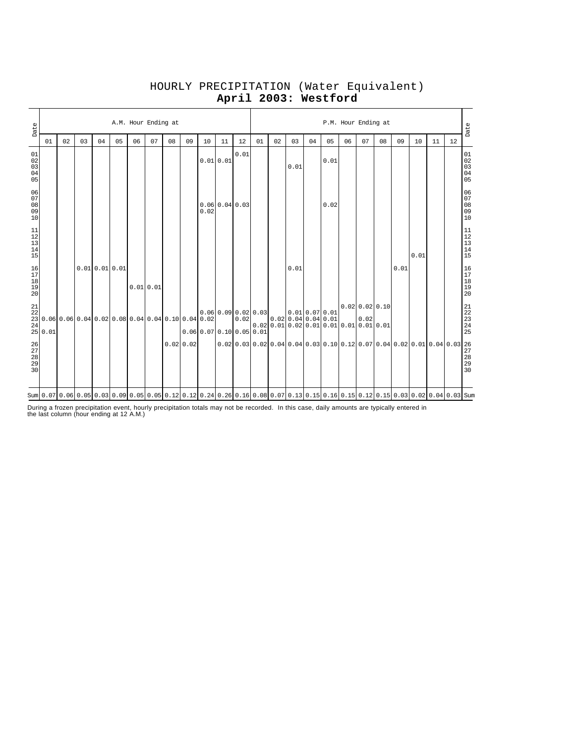# HOURLY PRECIPITATION (Water Equivalent)

## April 2003: Westford

| Date | A.M. Hour Ending at | | | | | | | | | | | | P.M. Hour Ending at | | | | | | | | | | | | Date |
|---|---|---|---|---|---|---|---|---|---|---|---|---|---|---|---|---|---|---|---|---|---|---|---|---|---|
| | 01 | 02 | 03 | 04 | 05 | 06 | 07 | 08 | 09 | 10 | 11 | 12 | 01 | 02 | 03 | 04 | 05 | 06 | 07 | 08 | 09 | 10 | 11 | 12 | |
| 01 | | | | | | | | | | | | 0.01 | | | | | | | | | | | | | 01 |
| 02 | | | | | | | | | | 0.01 | 0.01 | | | | | | 0.01 | | | | | | | | 02 |
| 03 | | | | | | | | | | | | | | | 0.01 | | | | | | | | | | 03 |
| 04 | | | | | | | | | | | | | | | | | | | | | | | | | 04 |
| 05 | | | | | | | | | | | | | | | | | | | | | | | | | 05 |
| 06 | | | | | | | | | | | | | | | | | | | | | | | | | 06 |
| 07 | | | | | | | | | | | | | | | | | | | | | | | | | 07 |
| 08 | | | | | | | | | | 0.06 | 0.04 | 0.03 | | | | | 0.02 | | | | | | | | 08 |
| 09 | | | | | | | | | | 0.02 | | | | | | | | | | | | | | | 09 |
| 10 | | | | | | | | | | | | | | | | | | | | | | | | | 10 |
| 11 | | | | | | | | | | | | | | | | | | | | | | | | | 11 |
| 12 | | | | | | | | | | | | | | | | | | | | | | | | | 12 |
| 13 | | | | | | | | | | | | | | | | | | | | | | | | | 13 |
| 14 | | | | | | | | | | | | | | | | | | | | | | | | | 14 |
| 15 | | | | | | | | | | | | | | | | | | | | | | 0.01 | | | 15 |
| 16 | | | 0.01 | 0.01 | 0.01 | | | | | | | | | | 0.01 | | | | | | 0.01 | | | | 16 |
| 17 | | | | | | | | | | | | | | | | | | | | | | | | | 17 |
| 18 | | | | | | | | | | | | | | | | | | | | | | | | | 18 |
| 19 | | | | | | 0.01 | 0.01 | | | | | | | | | | | | | | | | | | 19 |
| 20 | | | | | | | | | | | | | | | | | | | | | | | | | 20 |
| 21 | | | | | | | | | | | | | | | | | | 0.02 | 0.02 | 0.10 | | | | | 21 |
| 22 | | | | | | | | | | 0.06 | 0.09 | 0.02 | 0.03 | | 0.01 | 0.07 | 0.01 | | | | | | | | 22 |
| 23 | 0.06 | 0.06 | 0.04 | 0.02 | 0.08 | 0.04 | 0.04 | 0.10 | 0.04 | 0.02 | | 0.02 | | 0.02 | 0.04 | 0.04 | 0.01 | | 0.02 | | | | | | 23 |
| 24 | | | | | | | | | | | | | 0.02 | 0.01 | 0.02 | 0.01 | 0.01 | 0.01 | 0.01 | 0.01 | | | | | 24 |
| 25 | 0.01 | | | | | | | | 0.06 | 0.07 | 0.10 | 0.05 | 0.01 | | | | | | | | | | | | 25 |
| 26 | | | | | | | | 0.02 | 0.02 | | 0.02 | 0.03 | 0.02 | 0.04 | 0.04 | 0.03 | 0.10 | 0.12 | 0.07 | 0.04 | 0.02 | 0.01 | 0.04 | 0.03 | 26 |
| 27 | | | | | | | | | | | | | | | | | | | | | | | | | 27 |
| 28 | | | | | | | | | | | | | | | | | | | | | | | | | 28 |
| 29 | | | | | | | | | | | | | | | | | | | | | | | | | 29 |
| 30 | | | | | | | | | | | | | | | | | | | | | | | | | 30 |
| Sum | 0.07 | 0.06 | 0.05 | 0.03 | 0.09 | 0.05 | 0.05 | 0.12 | 0.12 | 0.24 | 0.26 | 0.16 | 0.08 | 0.07 | 0.13 | 0.15 | 0.16 | 0.15 | 0.12 | 0.15 | 0.03 | 0.02 | 0.04 | 0.03 | Sum |

During a frozen precipitation event, hourly precipitation totals may not be recorded. In this case, daily amounts are typically entered in the last column (hour ending at 12 A.M.)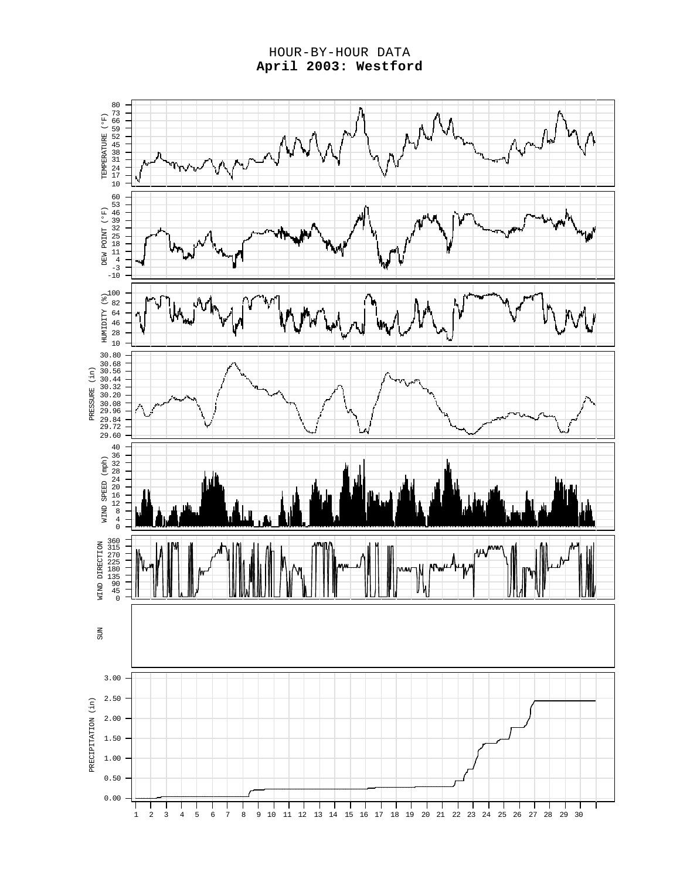HOUR-BY-HOUR DATA

**April 2003: Westford**

TEMPERATURE (°F)
80
73
66
59
52
45
38
31
24
17
10

DEW POINT (°F)
60
53
46
39
32
25
18
11
4
-3
-10

HUMIDITY (%)
100
82
64
46
28
10

PRESSURE (in)
30.80
30.68
30.56
30.44
30.32
30.20
30.08
29.96
29.84
29.72
29.60

WIND SPEED (mph)
40
36
32
28
24
20
16
12
8
4
0

WIND DIRECTION
360
315
270
225
180
135
90
45
0

SUN

PRECIPITATION (in)
3.00
2.50
2.00
1.50
1.00
0.50
0.00

1 2 3 4 5 6 7 8 9 10 11 12 13 14 15 16 17 18 19 20 21 22 23 24 25 26 27 28 29 30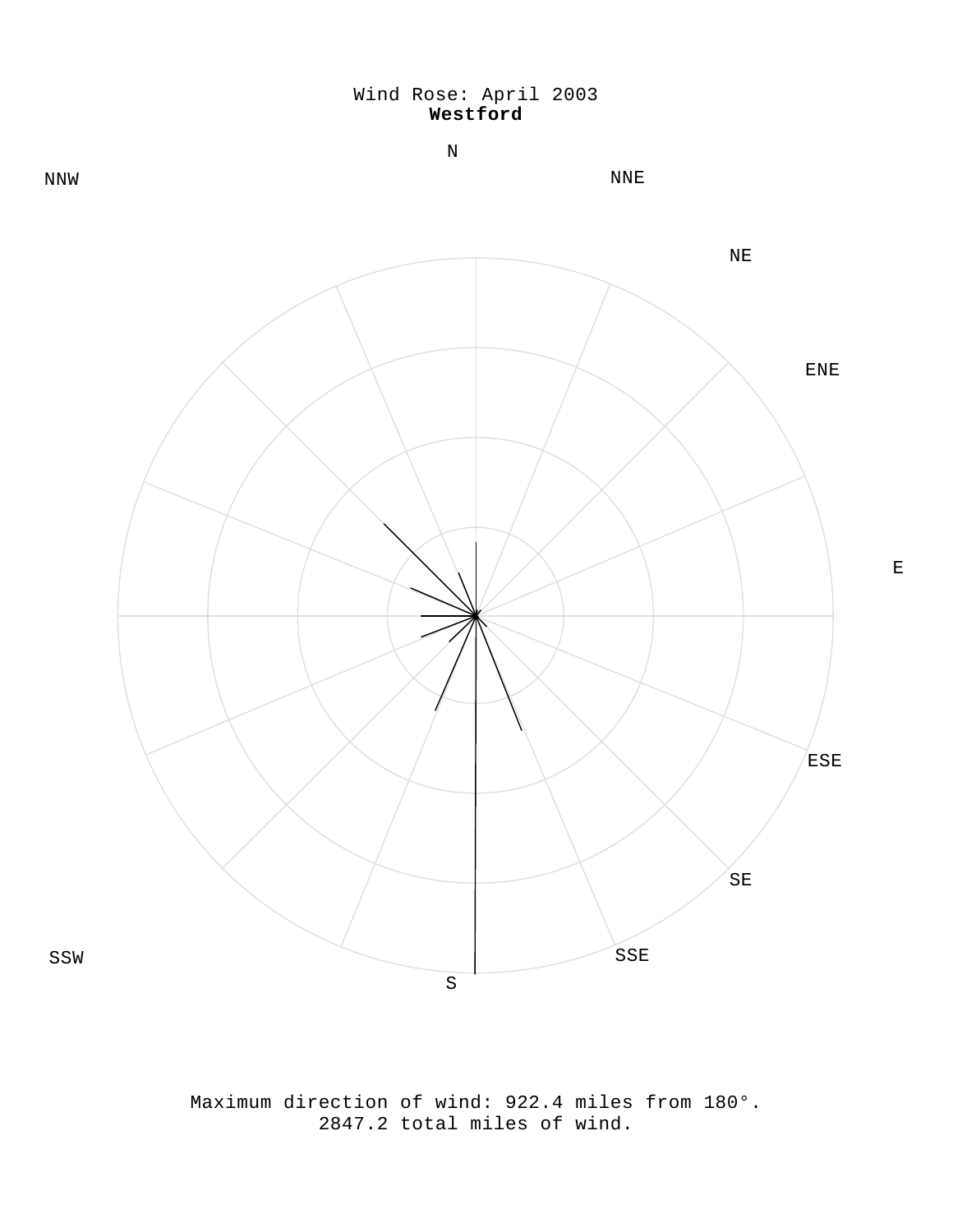Wind Rose: April 2003

**Westford**

N

NNE

NE

ENE

E

ESE

SE

SSE

S

SSW

NNW

Maximum direction of wind: 922.4 miles from 180°.

2847.2 total miles of wind.